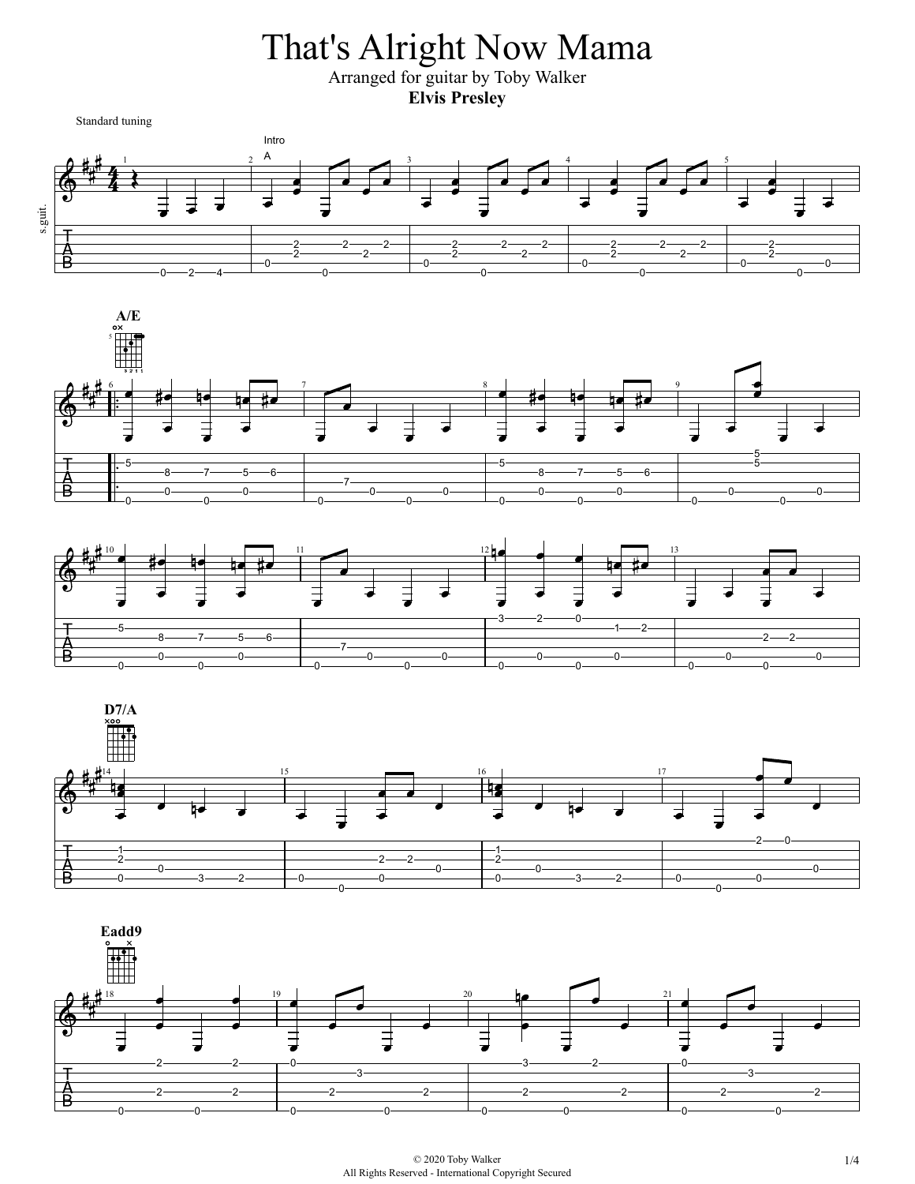# That's Alright Now Mama

Arranged for guitar by Toby Walker

**Elvis Presley**

Standard tuning

Intro

A

A/E

D7/A

Eadd9

© 2020 Toby Walker
All Rights Reserved - International Copyright Secured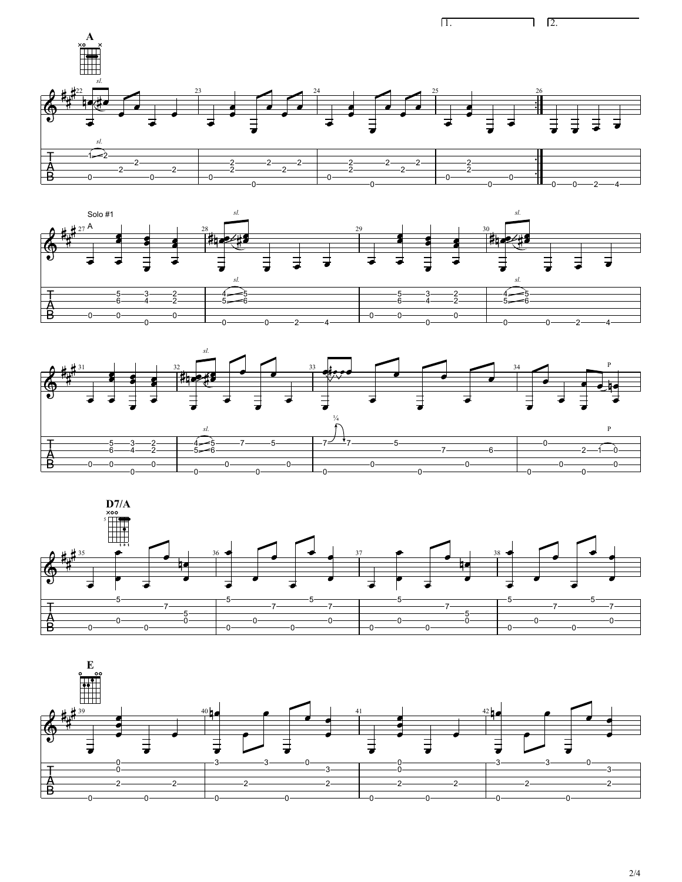1. 2.

**A**

Solo #1

A

**D7/A**

**E**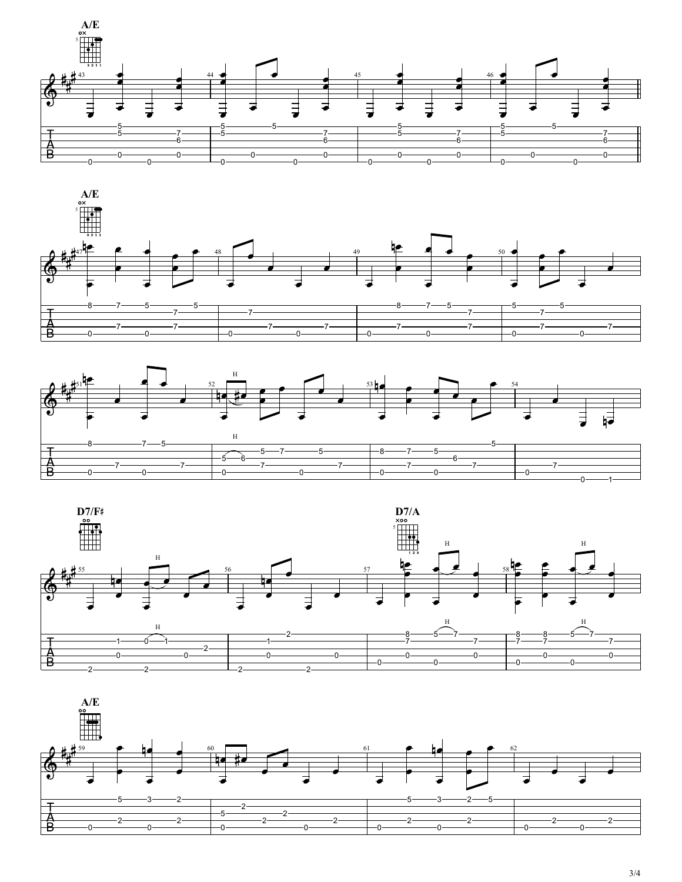A/E

D7/F♯

D7/A

A/E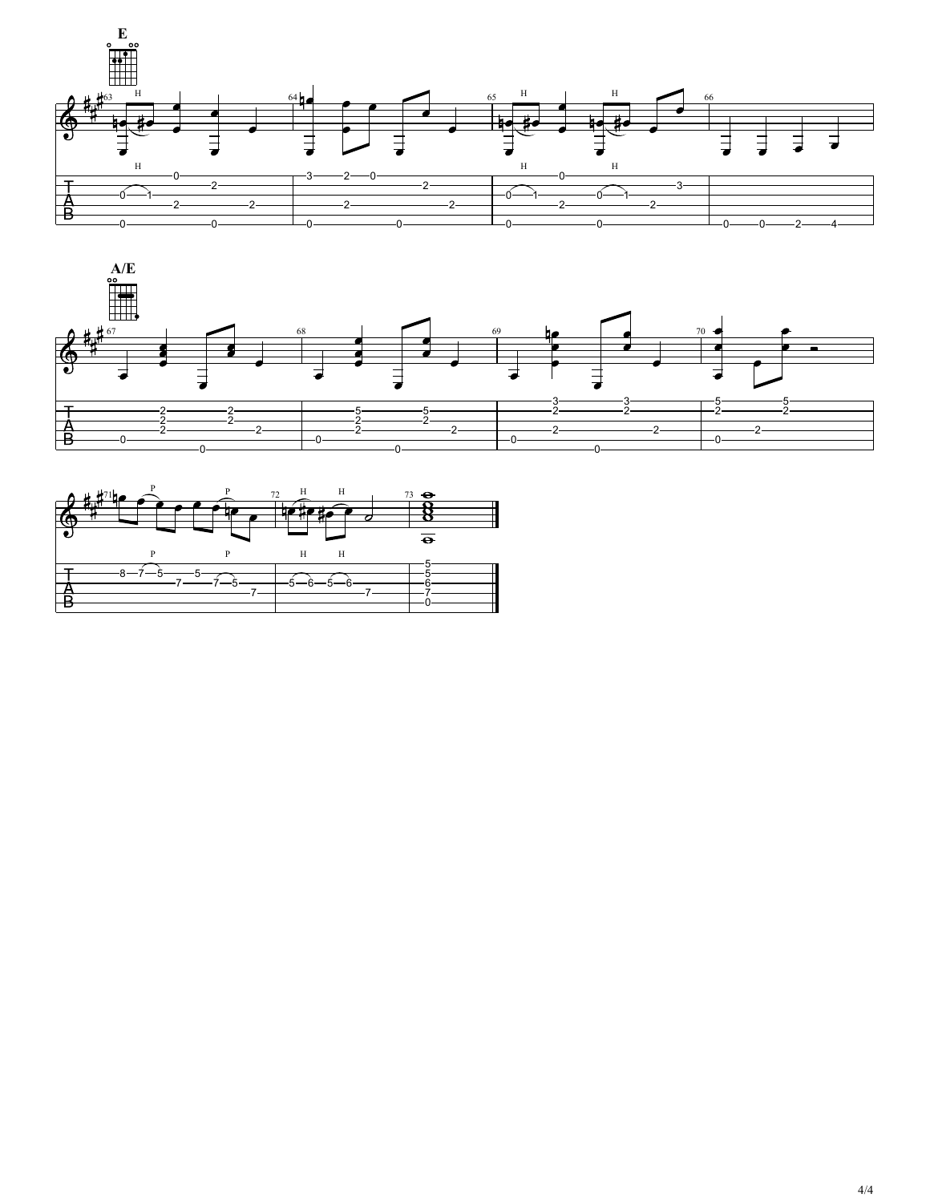E

A/E